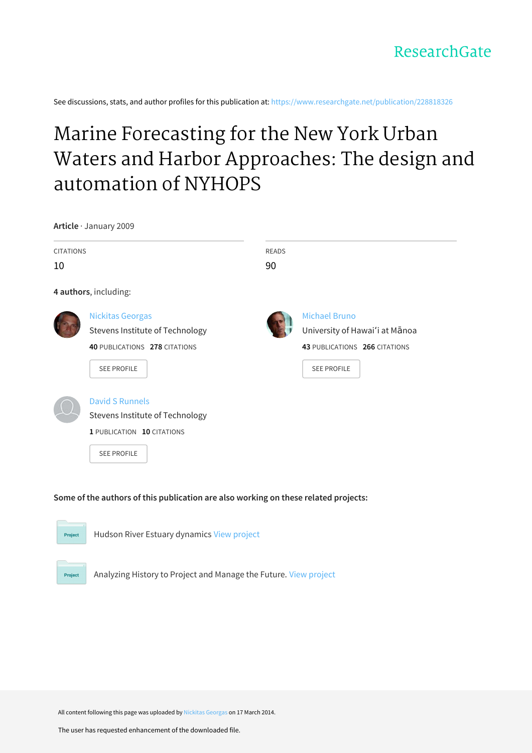ResearchGate

See discussions, stats, and author profiles for this publication at: https://www.researchgate.net/publication/228818326

# Marine Forecasting for the New York Urban Waters and Harbor Approaches: The design and automation of NYHOPS

**Article** · January 2009

| CITATIONS | READS |
| --- | --- |
| 10 | 90 |

**4 authors**, including:

Nickitas Georgas
Stevens Institute of Technology
**40** PUBLICATIONS **278** CITATIONS
SEE PROFILE

Michael Bruno
University of Hawaiʻi at Mānoa
**43** PUBLICATIONS **266** CITATIONS
SEE PROFILE

David S Runnels
Stevens Institute of Technology
**1** PUBLICATION **10** CITATIONS
SEE PROFILE

**Some of the authors of this publication are also working on these related projects:**

Project: Hudson River Estuary dynamics View project

Project: Analyzing History to Project and Manage the Future. View project

All content following this page was uploaded by Nickitas Georgas on 17 March 2014.

The user has requested enhancement of the downloaded file.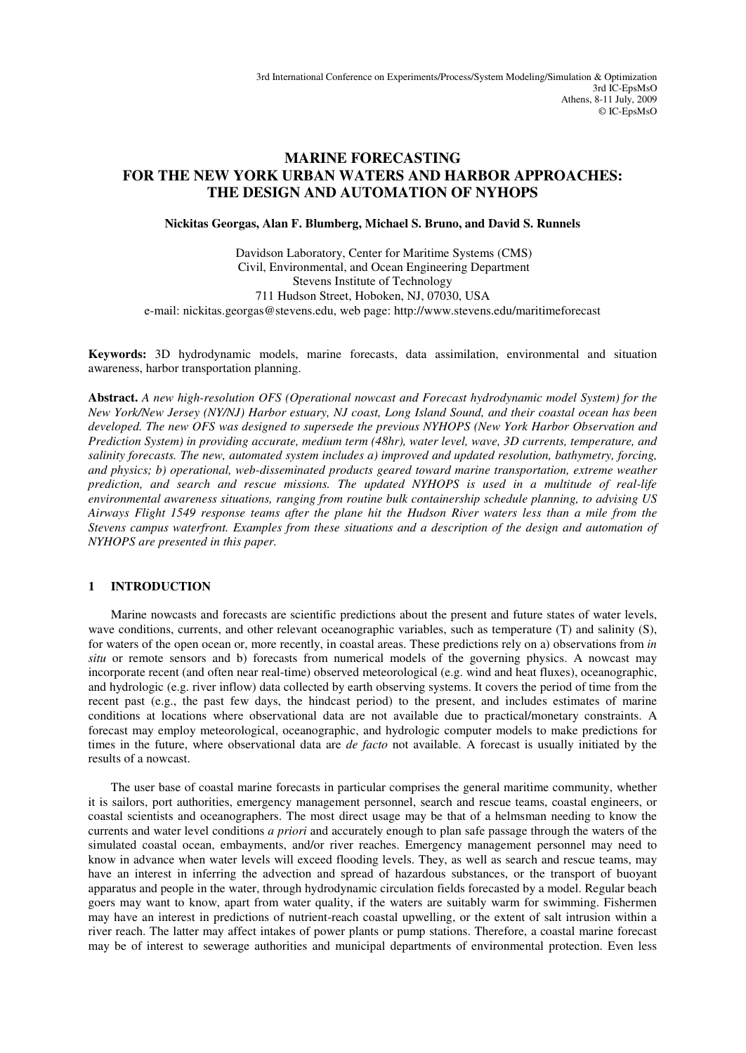3rd International Conference on Experiments/Process/System Modeling/Simulation & Optimization
3rd IC-EpsMsO
Athens, 8-11 July, 2009
© IC-EpsMsO

# MARINE FORECASTING FOR THE NEW YORK URBAN WATERS AND HARBOR APPROACHES: THE DESIGN AND AUTOMATION OF NYHOPS

**Nickitas Georgas, Alan F. Blumberg, Michael S. Bruno, and David S. Runnels**

Davidson Laboratory, Center for Maritime Systems (CMS)
Civil, Environmental, and Ocean Engineering Department
Stevens Institute of Technology
711 Hudson Street, Hoboken, NJ, 07030, USA
e-mail: nickitas.georgas@stevens.edu, web page: http://www.stevens.edu/maritimeforecast

**Keywords:** 3D hydrodynamic models, marine forecasts, data assimilation, environmental and situation awareness, harbor transportation planning.

**Abstract.** *A new high-resolution OFS (Operational nowcast and Forecast hydrodynamic model System) for the New York/New Jersey (NY/NJ) Harbor estuary, NJ coast, Long Island Sound, and their coastal ocean has been developed. The new OFS was designed to supersede the previous NYHOPS (New York Harbor Observation and Prediction System) in providing accurate, medium term (48hr), water level, wave, 3D currents, temperature, and salinity forecasts. The new, automated system includes a) improved and updated resolution, bathymetry, forcing, and physics; b) operational, web-disseminated products geared toward marine transportation, extreme weather prediction, and search and rescue missions. The updated NYHOPS is used in a multitude of real-life environmental awareness situations, ranging from routine bulk containership schedule planning, to advising US Airways Flight 1549 response teams after the plane hit the Hudson River waters less than a mile from the Stevens campus waterfront. Examples from these situations and a description of the design and automation of NYHOPS are presented in this paper.*

## 1 INTRODUCTION

Marine nowcasts and forecasts are scientific predictions about the present and future states of water levels, wave conditions, currents, and other relevant oceanographic variables, such as temperature (T) and salinity (S), for waters of the open ocean or, more recently, in coastal areas. These predictions rely on a) observations from *in situ* or remote sensors and b) forecasts from numerical models of the governing physics. A nowcast may incorporate recent (and often near real-time) observed meteorological (e.g. wind and heat fluxes), oceanographic, and hydrologic (e.g. river inflow) data collected by earth observing systems. It covers the period of time from the recent past (e.g., the past few days, the hindcast period) to the present, and includes estimates of marine conditions at locations where observational data are not available due to practical/monetary constraints. A forecast may employ meteorological, oceanographic, and hydrologic computer models to make predictions for times in the future, where observational data are *de facto* not available. A forecast is usually initiated by the results of a nowcast.

The user base of coastal marine forecasts in particular comprises the general maritime community, whether it is sailors, port authorities, emergency management personnel, search and rescue teams, coastal engineers, or coastal scientists and oceanographers. The most direct usage may be that of a helmsman needing to know the currents and water level conditions *a priori* and accurately enough to plan safe passage through the waters of the simulated coastal ocean, embayments, and/or river reaches. Emergency management personnel may need to know in advance when water levels will exceed flooding levels. They, as well as search and rescue teams, may have an interest in inferring the advection and spread of hazardous substances, or the transport of buoyant apparatus and people in the water, through hydrodynamic circulation fields forecasted by a model. Regular beach goers may want to know, apart from water quality, if the waters are suitably warm for swimming. Fishermen may have an interest in predictions of nutrient-reach coastal upwelling, or the extent of salt intrusion within a river reach. The latter may affect intakes of power plants or pump stations. Therefore, a coastal marine forecast may be of interest to sewerage authorities and municipal departments of environmental protection. Even less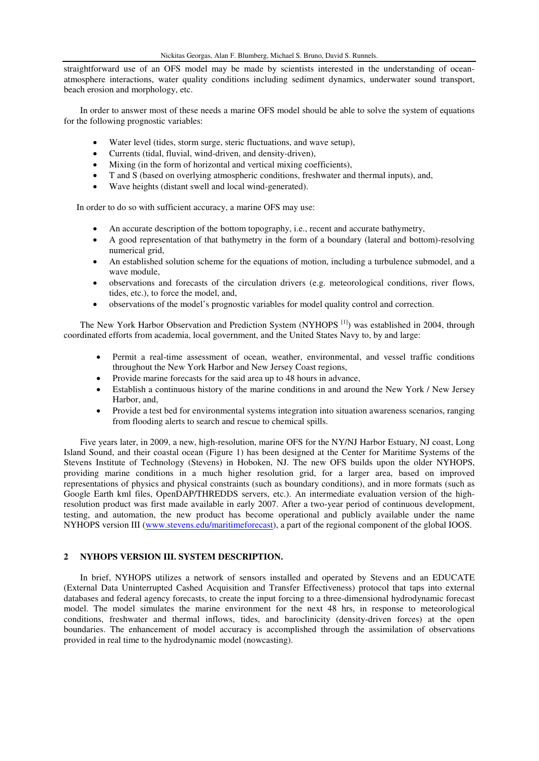straightforward use of an OFS model may be made by scientists interested in the understanding of ocean-atmosphere interactions, water quality conditions including sediment dynamics, underwater sound transport, beach erosion and morphology, etc.

In order to answer most of these needs a marine OFS model should be able to solve the system of equations for the following prognostic variables:

- Water level (tides, storm surge, steric fluctuations, and wave setup),
- Currents (tidal, fluvial, wind-driven, and density-driven),
- Mixing (in the form of horizontal and vertical mixing coefficients),
- T and S (based on overlying atmospheric conditions, freshwater and thermal inputs), and,
- Wave heights (distant swell and local wind-generated).

In order to do so with sufficient accuracy, a marine OFS may use:

- An accurate description of the bottom topography, i.e., recent and accurate bathymetry,
- A good representation of that bathymetry in the form of a boundary (lateral and bottom)-resolving numerical grid,
- An established solution scheme for the equations of motion, including a turbulence submodel, and a wave module,
- observations and forecasts of the circulation drivers (e.g. meteorological conditions, river flows, tides, etc.), to force the model, and,
- observations of the model's prognostic variables for model quality control and correction.

The New York Harbor Observation and Prediction System (NYHOPS [1]) was established in 2004, through coordinated efforts from academia, local government, and the United States Navy to, by and large:

- Permit a real-time assessment of ocean, weather, environmental, and vessel traffic conditions throughout the New York Harbor and New Jersey Coast regions,
- Provide marine forecasts for the said area up to 48 hours in advance,
- Establish a continuous history of the marine conditions in and around the New York / New Jersey Harbor, and,
- Provide a test bed for environmental systems integration into situation awareness scenarios, ranging from flooding alerts to search and rescue to chemical spills.

Five years later, in 2009, a new, high-resolution, marine OFS for the NY/NJ Harbor Estuary, NJ coast, Long Island Sound, and their coastal ocean (Figure 1) has been designed at the Center for Maritime Systems of the Stevens Institute of Technology (Stevens) in Hoboken, NJ. The new OFS builds upon the older NYHOPS, providing marine conditions in a much higher resolution grid, for a larger area, based on improved representations of physics and physical constraints (such as boundary conditions), and in more formats (such as Google Earth kml files, OpenDAP/THREDDS servers, etc.). An intermediate evaluation version of the high-resolution product was first made available in early 2007. After a two-year period of continuous development, testing, and automation, the new product has become operational and publicly available under the name NYHOPS version III (www.stevens.edu/maritimeforecast), a part of the regional component of the global IOOS.

## 2 NYHOPS VERSION III. SYSTEM DESCRIPTION.

In brief, NYHOPS utilizes a network of sensors installed and operated by Stevens and an EDUCATE (External Data Uninterrupted Cashed Acquisition and Transfer Effectiveness) protocol that taps into external databases and federal agency forecasts, to create the input forcing to a three-dimensional hydrodynamic forecast model. The model simulates the marine environment for the next 48 hrs, in response to meteorological conditions, freshwater and thermal inflows, tides, and baroclinicity (density-driven forces) at the open boundaries. The enhancement of model accuracy is accomplished through the assimilation of observations provided in real time to the hydrodynamic model (nowcasting).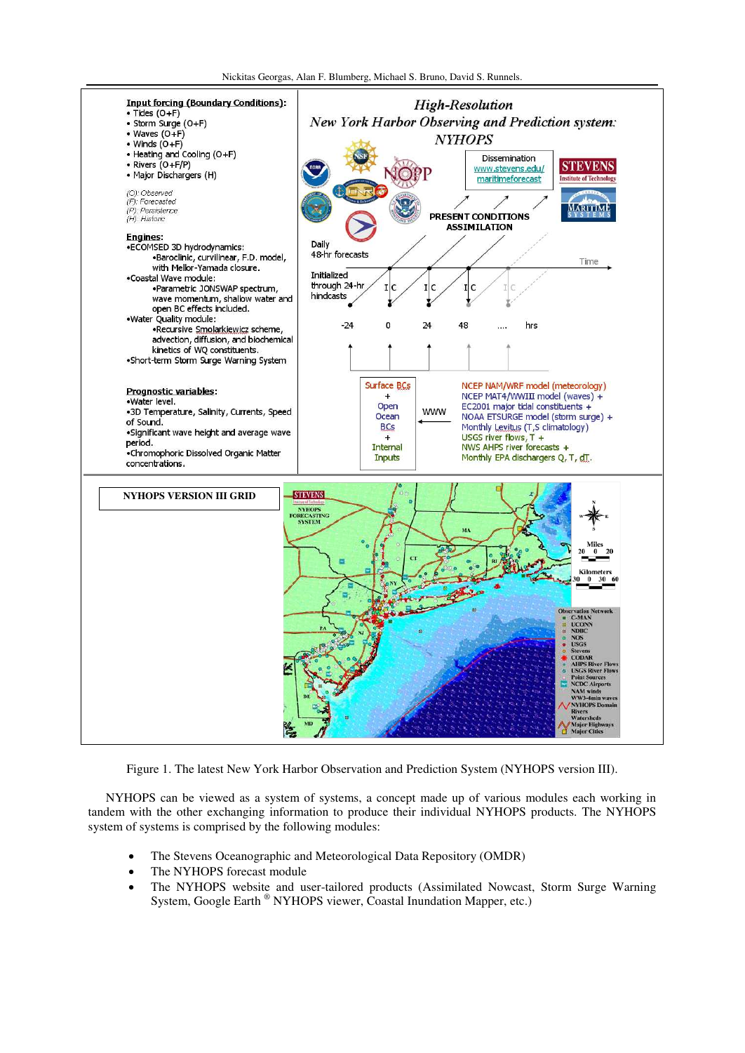Figure 1. The latest New York Harbor Observation and Prediction System (NYHOPS version III).

NYHOPS can be viewed as a system of systems, a concept made up of various modules each working in tandem with the other exchanging information to produce their individual NYHOPS products. The NYHOPS system of systems is comprised by the following modules:

- The Stevens Oceanographic and Meteorological Data Repository (OMDR)
- The NYHOPS forecast module
- The NYHOPS website and user-tailored products (Assimilated Nowcast, Storm Surge Warning System, Google Earth ® NYHOPS viewer, Coastal Inundation Mapper, etc.)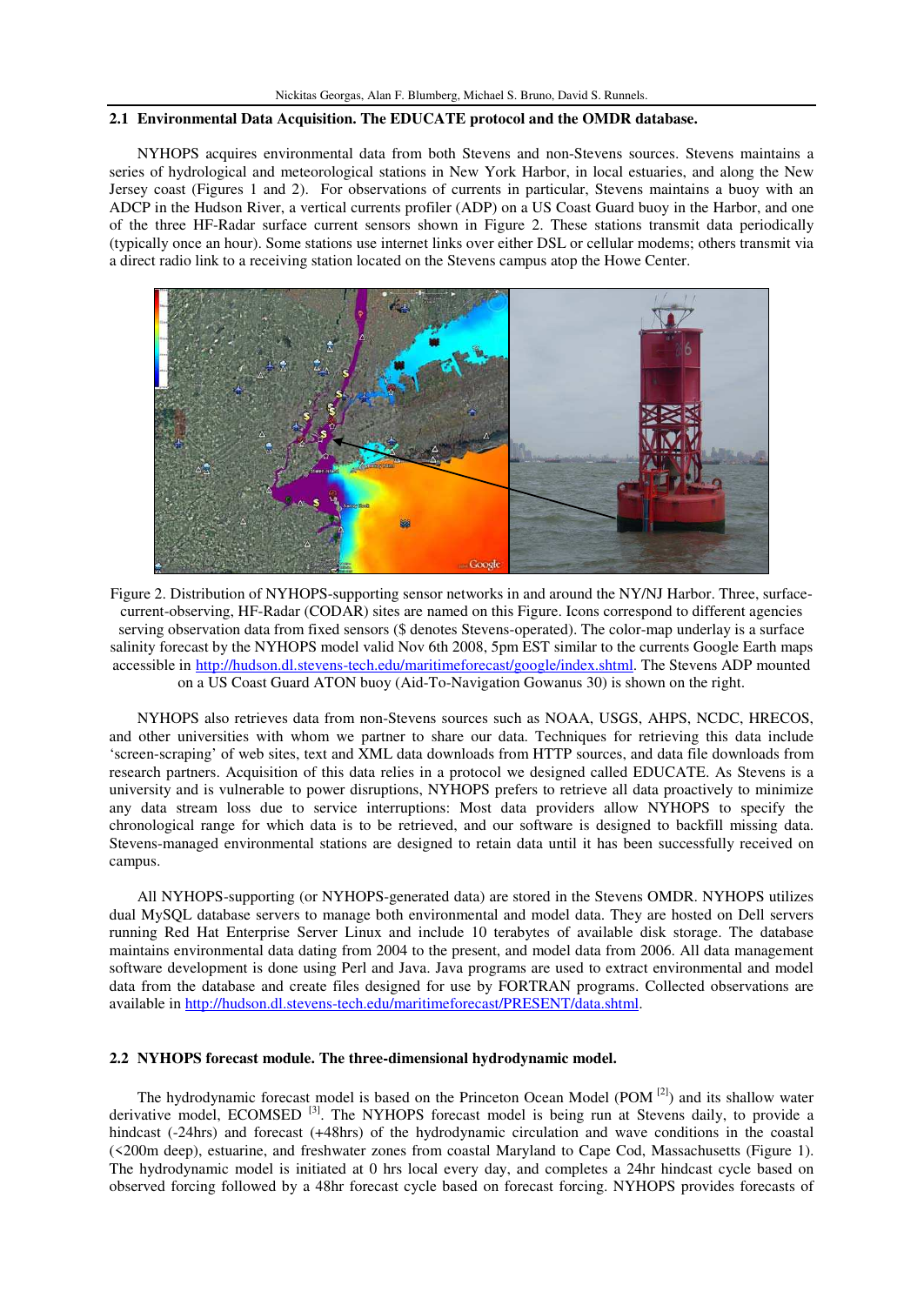## 2.1 Environmental Data Acquisition. The EDUCATE protocol and the OMDR database.

NYHOPS acquires environmental data from both Stevens and non-Stevens sources. Stevens maintains a series of hydrological and meteorological stations in New York Harbor, in local estuaries, and along the New Jersey coast (Figures 1 and 2). For observations of currents in particular, Stevens maintains a buoy with an ADCP in the Hudson River, a vertical currents profiler (ADP) on a US Coast Guard buoy in the Harbor, and one of the three HF-Radar surface current sensors shown in Figure 2. These stations transmit data periodically (typically once an hour). Some stations use internet links over either DSL or cellular modems; others transmit via a direct radio link to a receiving station located on the Stevens campus atop the Howe Center.

Figure 2. Distribution of NYHOPS-supporting sensor networks in and around the NY/NJ Harbor. Three, surface-current-observing, HF-Radar (CODAR) sites are named on this Figure. Icons correspond to different agencies serving observation data from fixed sensors ($ denotes Stevens-operated). The color-map underlay is a surface salinity forecast by the NYHOPS model valid Nov 6th 2008, 5pm EST similar to the currents Google Earth maps accessible in http://hudson.dl.stevens-tech.edu/maritimeforecast/google/index.shtml. The Stevens ADP mounted on a US Coast Guard ATON buoy (Aid-To-Navigation Gowanus 30) is shown on the right.

NYHOPS also retrieves data from non-Stevens sources such as NOAA, USGS, AHPS, NCDC, HRECOS, and other universities with whom we partner to share our data. Techniques for retrieving this data include 'screen-scraping' of web sites, text and XML data downloads from HTTP sources, and data file downloads from research partners. Acquisition of this data relies in a protocol we designed called EDUCATE. As Stevens is a university and is vulnerable to power disruptions, NYHOPS prefers to retrieve all data proactively to minimize any data stream loss due to service interruptions: Most data providers allow NYHOPS to specify the chronological range for which data is to be retrieved, and our software is designed to backfill missing data. Stevens-managed environmental stations are designed to retain data until it has been successfully received on campus.

All NYHOPS-supporting (or NYHOPS-generated data) are stored in the Stevens OMDR. NYHOPS utilizes dual MySQL database servers to manage both environmental and model data. They are hosted on Dell servers running Red Hat Enterprise Server Linux and include 10 terabytes of available disk storage. The database maintains environmental data dating from 2004 to the present, and model data from 2006. All data management software development is done using Perl and Java. Java programs are used to extract environmental and model data from the database and create files designed for use by FORTRAN programs. Collected observations are available in http://hudson.dl.stevens-tech.edu/maritimeforecast/PRESENT/data.shtml.

## 2.2 NYHOPS forecast module. The three-dimensional hydrodynamic model.

The hydrodynamic forecast model is based on the Princeton Ocean Model (POM [2]) and its shallow water derivative model, ECOMSED [3]. The NYHOPS forecast model is being run at Stevens daily, to provide a hindcast (-24hrs) and forecast (+48hrs) of the hydrodynamic circulation and wave conditions in the coastal (<200m deep), estuarine, and freshwater zones from coastal Maryland to Cape Cod, Massachusetts (Figure 1). The hydrodynamic model is initiated at 0 hrs local every day, and completes a 24hr hindcast cycle based on observed forcing followed by a 48hr forecast cycle based on forecast forcing. NYHOPS provides forecasts of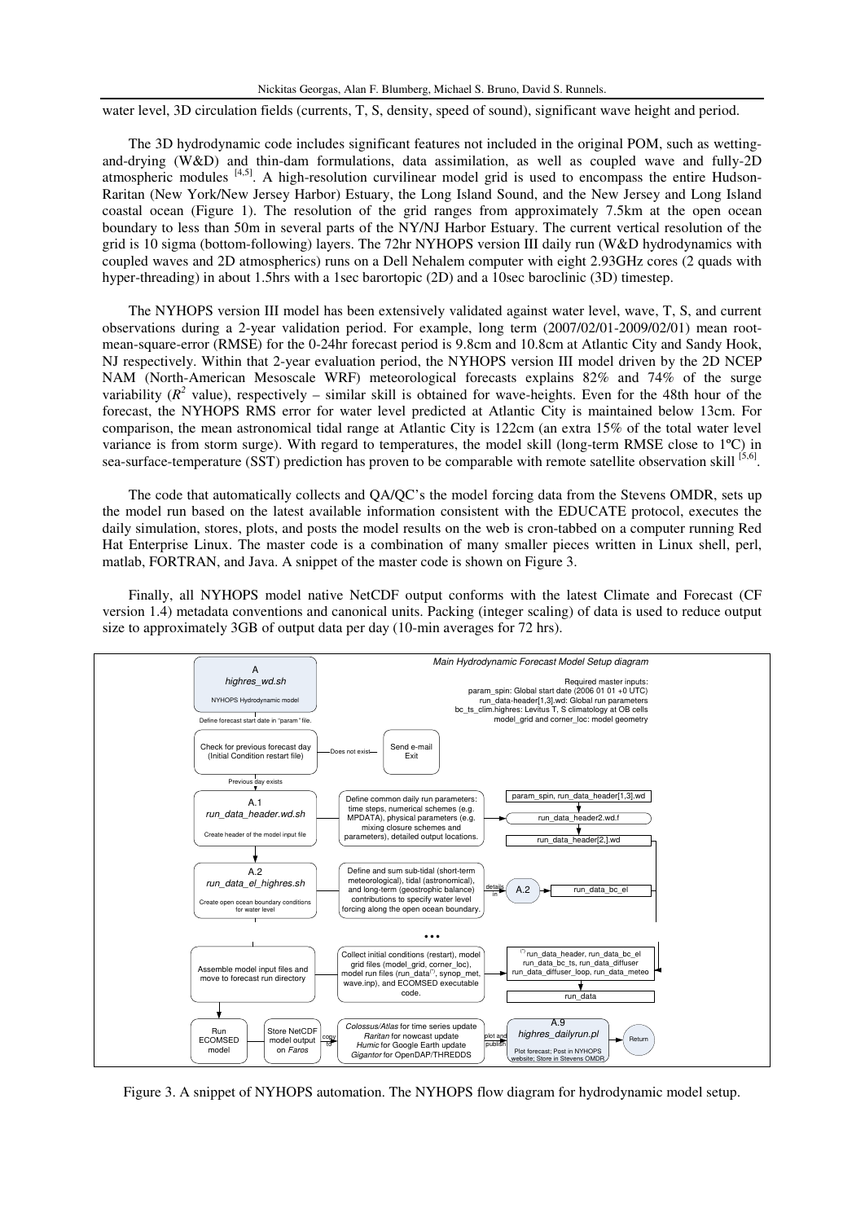water level, 3D circulation fields (currents, T, S, density, speed of sound), significant wave height and period.

The 3D hydrodynamic code includes significant features not included in the original POM, such as wetting-and-drying (W&D) and thin-dam formulations, data assimilation, as well as coupled wave and fully-2D atmospheric modules [4,5]. A high-resolution curvilinear model grid is used to encompass the entire Hudson-Raritan (New York/New Jersey Harbor) Estuary, the Long Island Sound, and the New Jersey and Long Island coastal ocean (Figure 1). The resolution of the grid ranges from approximately 7.5km at the open ocean boundary to less than 50m in several parts of the NY/NJ Harbor Estuary. The current vertical resolution of the grid is 10 sigma (bottom-following) layers. The 72hr NYHOPS version III daily run (W&D hydrodynamics with coupled waves and 2D atmospherics) runs on a Dell Nehalem computer with eight 2.93GHz cores (2 quads with hyper-threading) in about 1.5hrs with a 1sec barortopic (2D) and a 10sec baroclinic (3D) timestep.

The NYHOPS version III model has been extensively validated against water level, wave, T, S, and current observations during a 2-year validation period. For example, long term (2007/02/01-2009/02/01) mean root-mean-square-error (RMSE) for the 0-24hr forecast period is 9.8cm and 10.8cm at Atlantic City and Sandy Hook, NJ respectively. Within that 2-year evaluation period, the NYHOPS version III model driven by the 2D NCEP NAM (North-American Mesoscale WRF) meteorological forecasts explains 82% and 74% of the surge variability ($R^2$ value), respectively – similar skill is obtained for wave-heights. Even for the 48th hour of the forecast, the NYHOPS RMS error for water level predicted at Atlantic City is maintained below 13cm. For comparison, the mean astronomical tidal range at Atlantic City is 122cm (an extra 15% of the total water level variance is from storm surge). With regard to temperatures, the model skill (long-term RMSE close to 1ºC) in sea-surface-temperature (SST) prediction has proven to be comparable with remote satellite observation skill [5,6].

The code that automatically collects and QA/QC's the model forcing data from the Stevens OMDR, sets up the model run based on the latest available information consistent with the EDUCATE protocol, executes the daily simulation, stores, plots, and posts the model results on the web is cron-tabbed on a computer running Red Hat Enterprise Linux. The master code is a combination of many smaller pieces written in Linux shell, perl, matlab, FORTRAN, and Java. A snippet of the master code is shown on Figure 3.

Finally, all NYHOPS model native NetCDF output conforms with the latest Climate and Forecast (CF version 1.4) metadata conventions and canonical units. Packing (integer scaling) of data is used to reduce output size to approximately 3GB of output data per day (10-min averages for 72 hrs).

*Main Hydrodynamic Forecast Model Setup diagram*

Required master inputs:
param_spin: Global start date (2006 01 01 +0 UTC)
run_data-header[1,3].wd: Global run parameters
bc_ts_clim.highres: Levitus T, S climatology at OB cells
model_grid and corner_loc: model geometry

A
*highres_wd.sh*
NYHOPS Hydrodynamic model

Define forecast start date in "param" file.

Check for previous forecast day (Initial Condition restart file) — Does not exist → Send e-mail Exit

Previous day exists

A.1
*run_data_header.wd.sh*
Create header of the model input file

Define common daily run parameters: time steps, numerical schemes (e.g. MPDATA), physical parameters (e.g. mixing closure schemes and parameters), detailed output locations.

param_spin, run_data_header[1,3].wd → run_data_header2.wd.f → run_data_header[2,].wd

A.2
*run_data_el_highres.sh*
Create open ocean boundary conditions for water level

Define and sum sub-tidal (short-term meteorological), tidal (astronomical), and long-term (geostrophic balance) contributions to specify water level forcing along the open ocean boundary.

details in A.2 → run_data_bc_el

...

Assemble model input files and move to forecast run directory

Collect initial conditions (restart), model grid files (model_grid, corner_loc), model run files (run_data(*), synop_met, wave.inp), and ECOMSED executable code.

(*) run_data_header, run_data_bc_el run_data_bc_ts, run_data_diffuser run_data_diffuser_loop, run_data_meteo → run_data

Run ECOMSED model → Store NetCDF model output on *Faros* → copy to → *Colossus/Atlas* for time series update; *Raritan* for nowcast update; *Humic* for Google Earth update; *Gigantor* for OpenDAP/THREDDS → plot and publish → A.9 *highres_dailyrun.pl* Plot forecast; Post in NYHOPS website; Store in Stevens OMDR → Return

Figure 3. A snippet of NYHOPS automation. The NYHOPS flow diagram for hydrodynamic model setup.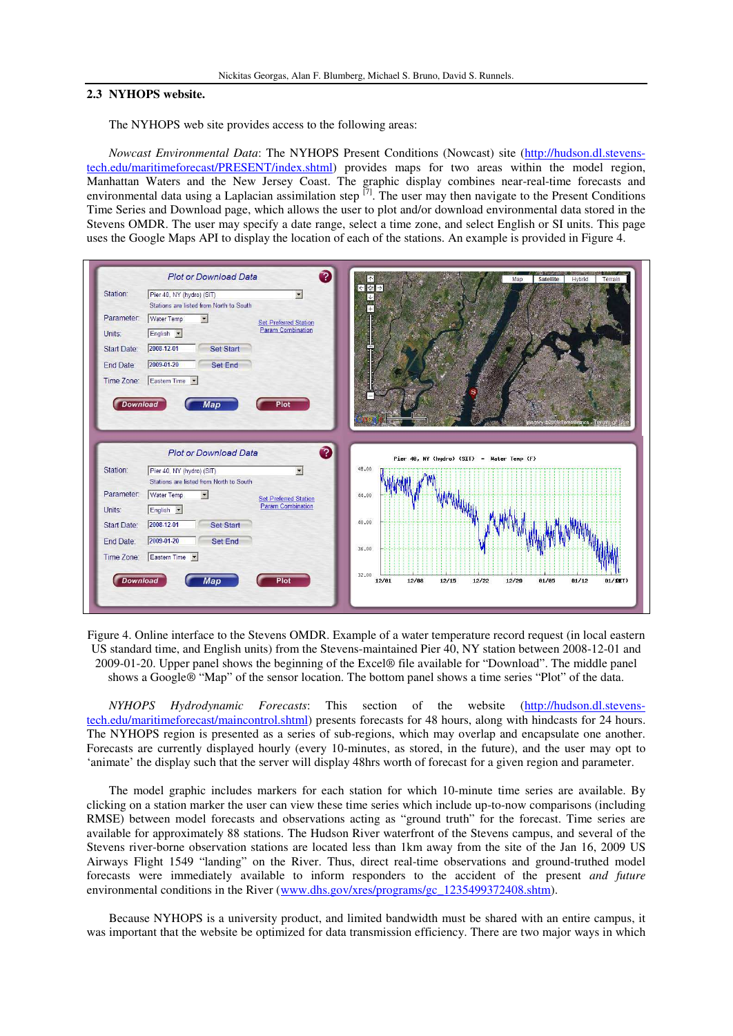### 2.3 NYHOPS website.

The NYHOPS web site provides access to the following areas:

*Nowcast Environmental Data*: The NYHOPS Present Conditions (Nowcast) site (http://hudson.dl.stevens-tech.edu/maritimeforecast/PRESENT/index.shtml) provides maps for two areas within the model region, Manhattan Waters and the New Jersey Coast. The graphic display combines near-real-time forecasts and environmental data using a Laplacian assimilation step [7]. The user may then navigate to the Present Conditions Time Series and Download page, which allows the user to plot and/or download environmental data stored in the Stevens OMDR. The user may specify a date range, select a time zone, and select English or SI units. This page uses the Google Maps API to display the location of each of the stations. An example is provided in Figure 4.

Figure 4. Online interface to the Stevens OMDR. Example of a water temperature record request (in local eastern US standard time, and English units) from the Stevens-maintained Pier 40, NY station between 2008-12-01 and 2009-01-20. Upper panel shows the beginning of the Excel® file available for "Download". The middle panel shows a Google® "Map" of the sensor location. The bottom panel shows a time series "Plot" of the data.

*NYHOPS Hydrodynamic Forecasts*: This section of the website (http://hudson.dl.stevens-tech.edu/maritimeforecast/maincontrol.shtml) presents forecasts for 48 hours, along with hindcasts for 24 hours. The NYHOPS region is presented as a series of sub-regions, which may overlap and encapsulate one another. Forecasts are currently displayed hourly (every 10-minutes, as stored, in the future), and the user may opt to 'animate' the display such that the server will display 48hrs worth of forecast for a given region and parameter.

The model graphic includes markers for each station for which 10-minute time series are available. By clicking on a station marker the user can view these time series which include up-to-now comparisons (including RMSE) between model forecasts and observations acting as "ground truth" for the forecast. Time series are available for approximately 88 stations. The Hudson River waterfront of the Stevens campus, and several of the Stevens river-borne observation stations are located less than 1km away from the site of the Jan 16, 2009 US Airways Flight 1549 "landing" on the River. Thus, direct real-time observations and ground-truthed model forecasts were immediately available to inform responders to the accident of the present *and future* environmental conditions in the River (www.dhs.gov/xres/programs/gc_1235499372408.shtm).

Because NYHOPS is a university product, and limited bandwidth must be shared with an entire campus, it was important that the website be optimized for data transmission efficiency. There are two major ways in which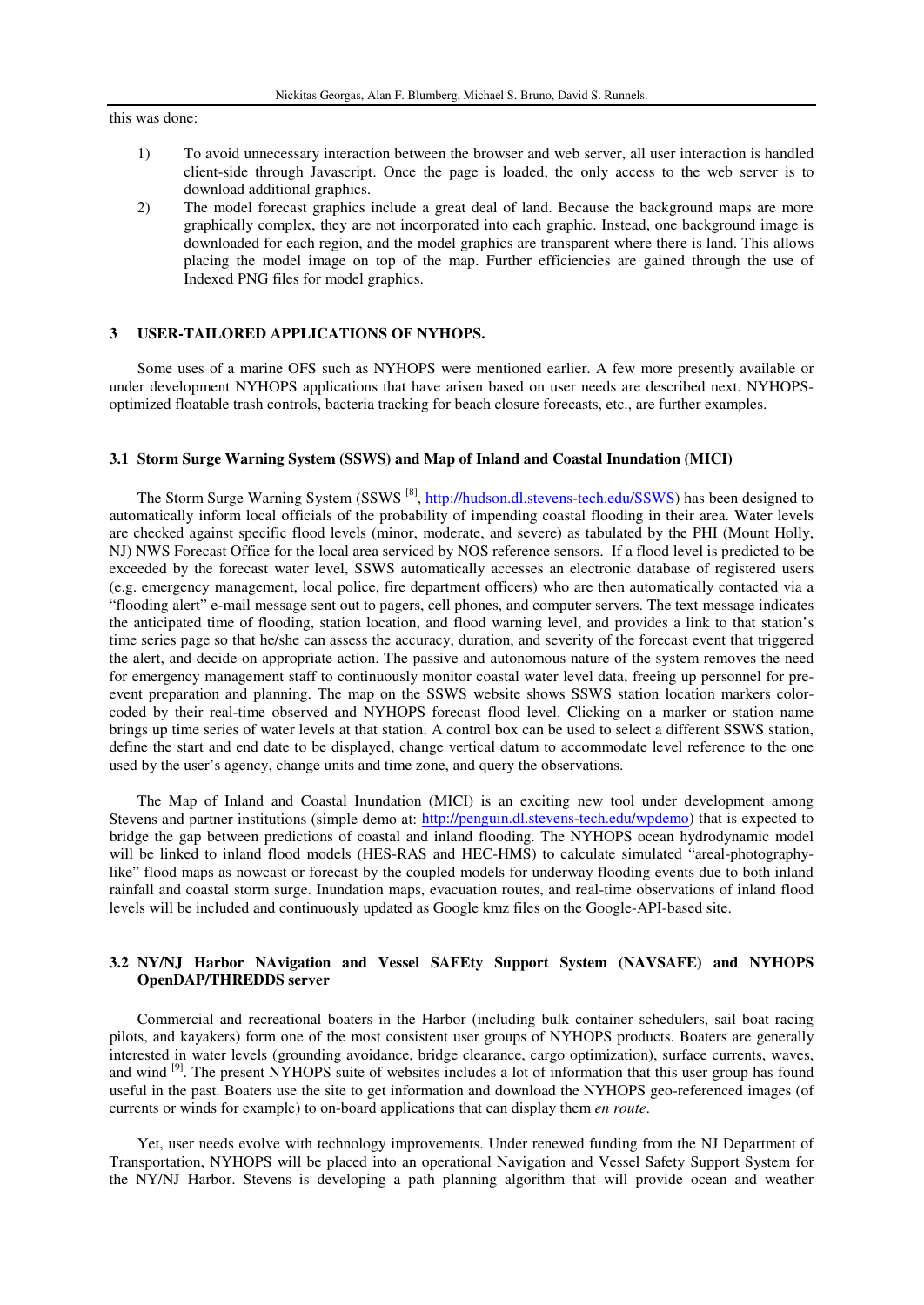this was done:

1) To avoid unnecessary interaction between the browser and web server, all user interaction is handled client-side through Javascript. Once the page is loaded, the only access to the web server is to download additional graphics.
2) The model forecast graphics include a great deal of land. Because the background maps are more graphically complex, they are not incorporated into each graphic. Instead, one background image is downloaded for each region, and the model graphics are transparent where there is land. This allows placing the model image on top of the map. Further efficiencies are gained through the use of Indexed PNG files for model graphics.

## 3 USER-TAILORED APPLICATIONS OF NYHOPS.

Some uses of a marine OFS such as NYHOPS were mentioned earlier. A few more presently available or under development NYHOPS applications that have arisen based on user needs are described next. NYHOPS-optimized floatable trash controls, bacteria tracking for beach closure forecasts, etc., are further examples.

### 3.1 Storm Surge Warning System (SSWS) and Map of Inland and Coastal Inundation (MICI)

The Storm Surge Warning System (SSWS [8], http://hudson.dl.stevens-tech.edu/SSWS) has been designed to automatically inform local officials of the probability of impending coastal flooding in their area. Water levels are checked against specific flood levels (minor, moderate, and severe) as tabulated by the PHI (Mount Holly, NJ) NWS Forecast Office for the local area serviced by NOS reference sensors. If a flood level is predicted to be exceeded by the forecast water level, SSWS automatically accesses an electronic database of registered users (e.g. emergency management, local police, fire department officers) who are then automatically contacted via a "flooding alert" e-mail message sent out to pagers, cell phones, and computer servers. The text message indicates the anticipated time of flooding, station location, and flood warning level, and provides a link to that station's time series page so that he/she can assess the accuracy, duration, and severity of the forecast event that triggered the alert, and decide on appropriate action. The passive and autonomous nature of the system removes the need for emergency management staff to continuously monitor coastal water level data, freeing up personnel for pre-event preparation and planning. The map on the SSWS website shows SSWS station location markers color-coded by their real-time observed and NYHOPS forecast flood level. Clicking on a marker or station name brings up time series of water levels at that station. A control box can be used to select a different SSWS station, define the start and end date to be displayed, change vertical datum to accommodate level reference to the one used by the user's agency, change units and time zone, and query the observations.

The Map of Inland and Coastal Inundation (MICI) is an exciting new tool under development among Stevens and partner institutions (simple demo at: http://penguin.dl.stevens-tech.edu/wpdemo) that is expected to bridge the gap between predictions of coastal and inland flooding. The NYHOPS ocean hydrodynamic model will be linked to inland flood models (HES-RAS and HEC-HMS) to calculate simulated "areal-photography-like" flood maps as nowcast or forecast by the coupled models for underway flooding events due to both inland rainfall and coastal storm surge. Inundation maps, evacuation routes, and real-time observations of inland flood levels will be included and continuously updated as Google kmz files on the Google-API-based site.

### 3.2 NY/NJ Harbor NAvigation and Vessel SAFEty Support System (NAVSAFE) and NYHOPS OpenDAP/THREDDS server

Commercial and recreational boaters in the Harbor (including bulk container schedulers, sail boat racing pilots, and kayakers) form one of the most consistent user groups of NYHOPS products. Boaters are generally interested in water levels (grounding avoidance, bridge clearance, cargo optimization), surface currents, waves, and wind [9]. The present NYHOPS suite of websites includes a lot of information that this user group has found useful in the past. Boaters use the site to get information and download the NYHOPS geo-referenced images (of currents or winds for example) to on-board applications that can display them *en route*.

Yet, user needs evolve with technology improvements. Under renewed funding from the NJ Department of Transportation, NYHOPS will be placed into an operational Navigation and Vessel Safety Support System for the NY/NJ Harbor. Stevens is developing a path planning algorithm that will provide ocean and weather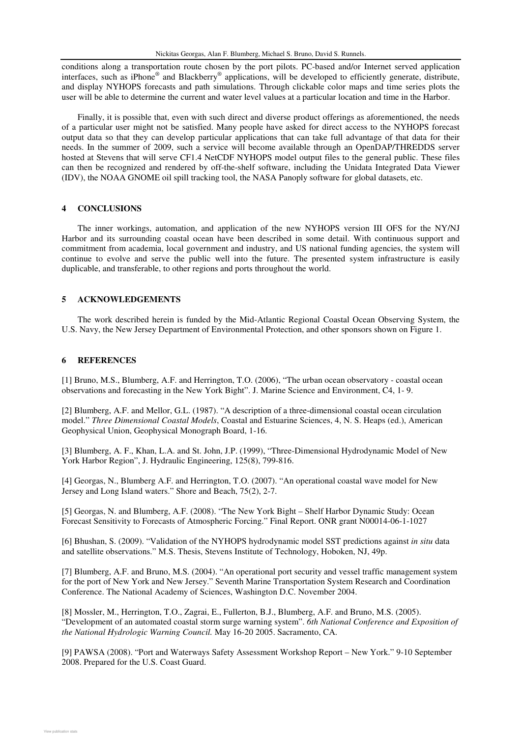conditions along a transportation route chosen by the port pilots. PC-based and/or Internet served application interfaces, such as iPhone® and Blackberry® applications, will be developed to efficiently generate, distribute, and display NYHOPS forecasts and path simulations. Through clickable color maps and time series plots the user will be able to determine the current and water level values at a particular location and time in the Harbor.

Finally, it is possible that, even with such direct and diverse product offerings as aforementioned, the needs of a particular user might not be satisfied. Many people have asked for direct access to the NYHOPS forecast output data so that they can develop particular applications that can take full advantage of that data for their needs. In the summer of 2009, such a service will become available through an OpenDAP/THREDDS server hosted at Stevens that will serve CF1.4 NetCDF NYHOPS model output files to the general public. These files can then be recognized and rendered by off-the-shelf software, including the Unidata Integrated Data Viewer (IDV), the NOAA GNOME oil spill tracking tool, the NASA Panoply software for global datasets, etc.

## 4 CONCLUSIONS

The inner workings, automation, and application of the new NYHOPS version III OFS for the NY/NJ Harbor and its surrounding coastal ocean have been described in some detail. With continuous support and commitment from academia, local government and industry, and US national funding agencies, the system will continue to evolve and serve the public well into the future. The presented system infrastructure is easily duplicable, and transferable, to other regions and ports throughout the world.

## 5 ACKNOWLEDGEMENTS

The work described herein is funded by the Mid-Atlantic Regional Coastal Ocean Observing System, the U.S. Navy, the New Jersey Department of Environmental Protection, and other sponsors shown on Figure 1.

## 6 REFERENCES

[1] Bruno, M.S., Blumberg, A.F. and Herrington, T.O. (2006), "The urban ocean observatory - coastal ocean observations and forecasting in the New York Bight". J. Marine Science and Environment, C4, 1- 9.

[2] Blumberg, A.F. and Mellor, G.L. (1987). "A description of a three-dimensional coastal ocean circulation model." *Three Dimensional Coastal Models*, Coastal and Estuarine Sciences, 4, N. S. Heaps (ed.), American Geophysical Union, Geophysical Monograph Board, 1-16.

[3] Blumberg, A. F., Khan, L.A. and St. John, J.P. (1999), "Three-Dimensional Hydrodynamic Model of New York Harbor Region", J. Hydraulic Engineering, 125(8), 799-816.

[4] Georgas, N., Blumberg A.F. and Herrington, T.O. (2007). "An operational coastal wave model for New Jersey and Long Island waters." Shore and Beach, 75(2), 2-7.

[5] Georgas, N. and Blumberg, A.F. (2008). "The New York Bight – Shelf Harbor Dynamic Study: Ocean Forecast Sensitivity to Forecasts of Atmospheric Forcing." Final Report. ONR grant N00014-06-1-1027

[6] Bhushan, S. (2009). "Validation of the NYHOPS hydrodynamic model SST predictions against *in situ* data and satellite observations." M.S. Thesis, Stevens Institute of Technology, Hoboken, NJ, 49p.

[7] Blumberg, A.F. and Bruno, M.S (2004). "An operational port security and vessel traffic management system for the port of New York and New Jersey." Seventh Marine Transportation System Research and Coordination Conference. The National Academy of Sciences, Washington D.C. November 2004.

[8] Mossler, M., Herrington, T.O., Zagrai, E., Fullerton, B.J., Blumberg, A.F. and Bruno, M.S. (2005). "Development of an automated coastal storm surge warning system". *6th National Conference and Exposition of the National Hydrologic Warning Council.* May 16-20 2005. Sacramento, CA.

[9] PAWSA (2008). "Port and Waterways Safety Assessment Workshop Report – New York." 9-10 September 2008. Prepared for the U.S. Coast Guard.